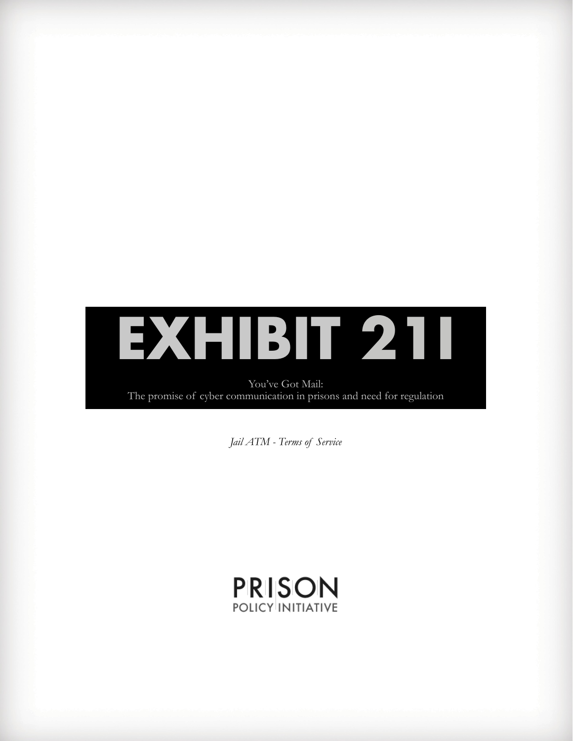# EXHIBIT 21I

You've Got Mail:
The promise of cyber communication in prisons and need for regulation

*Jail ATM - Terms of Service*

PRISON
POLICY INITIATIVE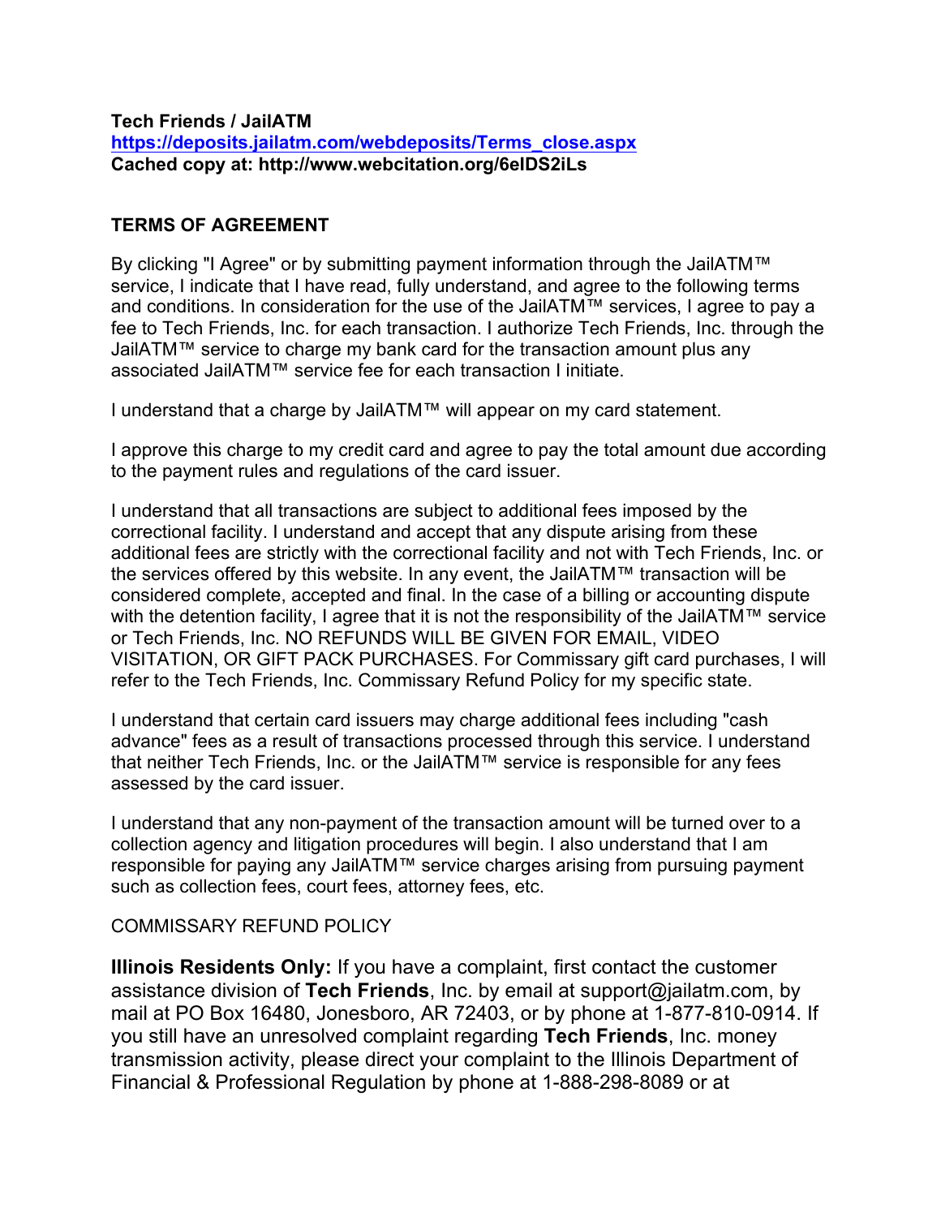**Tech Friends / JailATM**
**[https://deposits.jailatm.com/webdeposits/Terms_close.aspx](https://deposits.jailatm.com/webdeposits/Terms_close.aspx)**
**Cached copy at: http://www.webcitation.org/6elDS2iLs**

**TERMS OF AGREEMENT**

By clicking "I Agree" or by submitting payment information through the JailATM™ service, I indicate that I have read, fully understand, and agree to the following terms and conditions. In consideration for the use of the JailATM™ services, I agree to pay a fee to Tech Friends, Inc. for each transaction. I authorize Tech Friends, Inc. through the JailATM™ service to charge my bank card for the transaction amount plus any associated JailATM™ service fee for each transaction I initiate.

I understand that a charge by JailATM™ will appear on my card statement.

I approve this charge to my credit card and agree to pay the total amount due according to the payment rules and regulations of the card issuer.

I understand that all transactions are subject to additional fees imposed by the correctional facility. I understand and accept that any dispute arising from these additional fees are strictly with the correctional facility and not with Tech Friends, Inc. or the services offered by this website. In any event, the JailATM™ transaction will be considered complete, accepted and final. In the case of a billing or accounting dispute with the detention facility, I agree that it is not the responsibility of the JailATM™ service or Tech Friends, Inc. NO REFUNDS WILL BE GIVEN FOR EMAIL, VIDEO VISITATION, OR GIFT PACK PURCHASES. For Commissary gift card purchases, I will refer to the Tech Friends, Inc. Commissary Refund Policy for my specific state.

I understand that certain card issuers may charge additional fees including "cash advance" fees as a result of transactions processed through this service. I understand that neither Tech Friends, Inc. or the JailATM™ service is responsible for any fees assessed by the card issuer.

I understand that any non-payment of the transaction amount will be turned over to a collection agency and litigation procedures will begin. I also understand that I am responsible for paying any JailATM™ service charges arising from pursuing payment such as collection fees, court fees, attorney fees, etc.

COMMISSARY REFUND POLICY

**Illinois Residents Only:** If you have a complaint, first contact the customer assistance division of **Tech Friends**, Inc. by email at support@jailatm.com, by mail at PO Box 16480, Jonesboro, AR 72403, or by phone at 1-877-810-0914. If you still have an unresolved complaint regarding **Tech Friends**, Inc. money transmission activity, please direct your complaint to the Illinois Department of Financial & Professional Regulation by phone at 1-888-298-8089 or at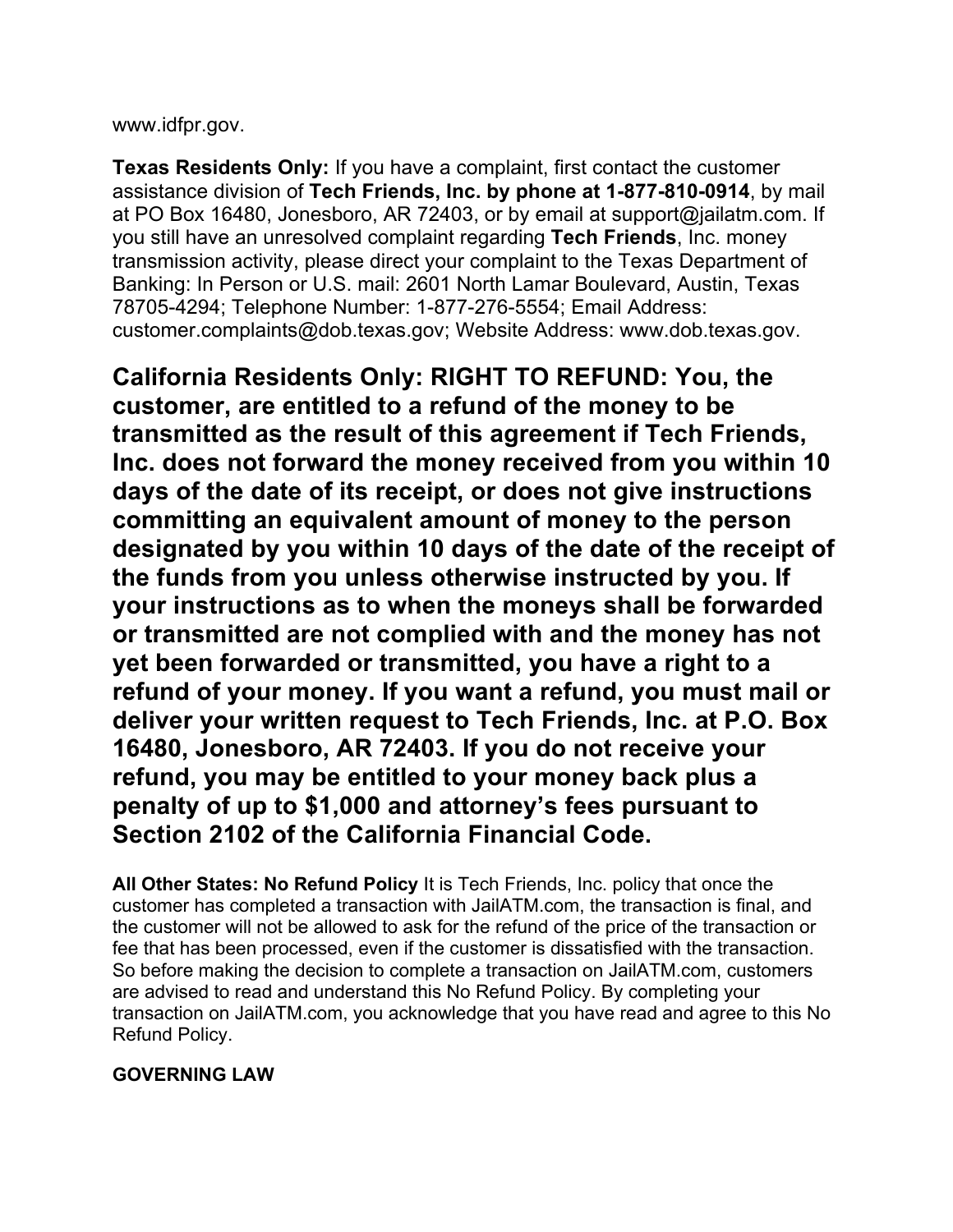www.idfpr.gov.

**Texas Residents Only:** If you have a complaint, first contact the customer assistance division of **Tech Friends, Inc. by phone at 1-877-810-0914**, by mail at PO Box 16480, Jonesboro, AR 72403, or by email at support@jailatm.com. If you still have an unresolved complaint regarding **Tech Friends**, Inc. money transmission activity, please direct your complaint to the Texas Department of Banking: In Person or U.S. mail: 2601 North Lamar Boulevard, Austin, Texas 78705-4294; Telephone Number: 1-877-276-5554; Email Address: customer.complaints@dob.texas.gov; Website Address: www.dob.texas.gov.

**California Residents Only: RIGHT TO REFUND: You, the customer, are entitled to a refund of the money to be transmitted as the result of this agreement if Tech Friends, Inc. does not forward the money received from you within 10 days of the date of its receipt, or does not give instructions committing an equivalent amount of money to the person designated by you within 10 days of the date of the receipt of the funds from you unless otherwise instructed by you. If your instructions as to when the moneys shall be forwarded or transmitted are not complied with and the money has not yet been forwarded or transmitted, you have a right to a refund of your money. If you want a refund, you must mail or deliver your written request to Tech Friends, Inc. at P.O. Box 16480, Jonesboro, AR 72403. If you do not receive your refund, you may be entitled to your money back plus a penalty of up to $1,000 and attorney's fees pursuant to Section 2102 of the California Financial Code.**

**All Other States: No Refund Policy** It is Tech Friends, Inc. policy that once the customer has completed a transaction with JailATM.com, the transaction is final, and the customer will not be allowed to ask for the refund of the price of the transaction or fee that has been processed, even if the customer is dissatisfied with the transaction. So before making the decision to complete a transaction on JailATM.com, customers are advised to read and understand this No Refund Policy. By completing your transaction on JailATM.com, you acknowledge that you have read and agree to this No Refund Policy.

**GOVERNING LAW**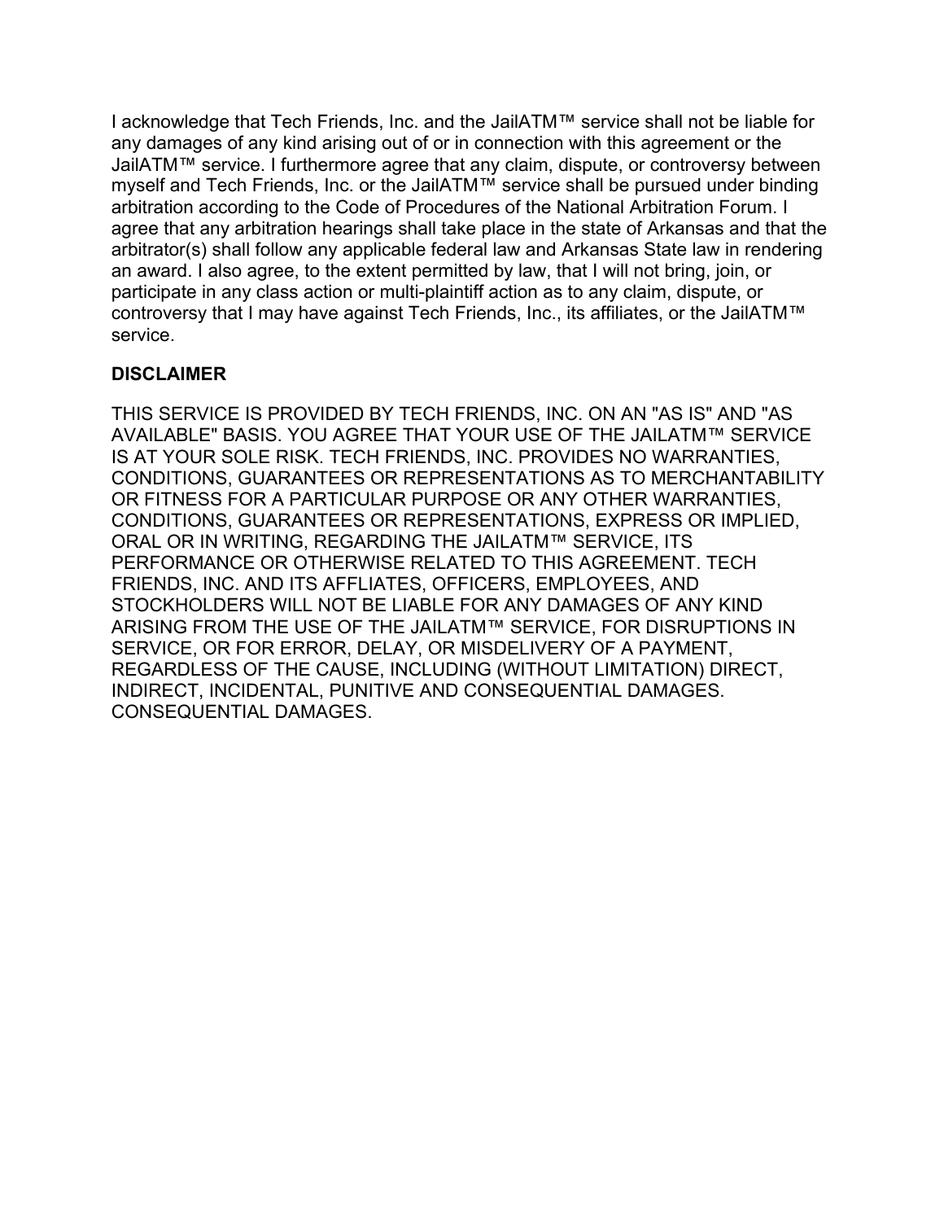I acknowledge that Tech Friends, Inc. and the JailATM™ service shall not be liable for any damages of any kind arising out of or in connection with this agreement or the JailATM™ service. I furthermore agree that any claim, dispute, or controversy between myself and Tech Friends, Inc. or the JailATM™ service shall be pursued under binding arbitration according to the Code of Procedures of the National Arbitration Forum. I agree that any arbitration hearings shall take place in the state of Arkansas and that the arbitrator(s) shall follow any applicable federal law and Arkansas State law in rendering an award. I also agree, to the extent permitted by law, that I will not bring, join, or participate in any class action or multi-plaintiff action as to any claim, dispute, or controversy that I may have against Tech Friends, Inc., its affiliates, or the JailATM™ service.

**DISCLAIMER**

THIS SERVICE IS PROVIDED BY TECH FRIENDS, INC. ON AN "AS IS" AND "AS AVAILABLE" BASIS. YOU AGREE THAT YOUR USE OF THE JAILATM™ SERVICE IS AT YOUR SOLE RISK. TECH FRIENDS, INC. PROVIDES NO WARRANTIES, CONDITIONS, GUARANTEES OR REPRESENTATIONS AS TO MERCHANTABILITY OR FITNESS FOR A PARTICULAR PURPOSE OR ANY OTHER WARRANTIES, CONDITIONS, GUARANTEES OR REPRESENTATIONS, EXPRESS OR IMPLIED, ORAL OR IN WRITING, REGARDING THE JAILATM™ SERVICE, ITS PERFORMANCE OR OTHERWISE RELATED TO THIS AGREEMENT. TECH FRIENDS, INC. AND ITS AFFLIATES, OFFICERS, EMPLOYEES, AND STOCKHOLDERS WILL NOT BE LIABLE FOR ANY DAMAGES OF ANY KIND ARISING FROM THE USE OF THE JAILATM™ SERVICE, FOR DISRUPTIONS IN SERVICE, OR FOR ERROR, DELAY, OR MISDELIVERY OF A PAYMENT, REGARDLESS OF THE CAUSE, INCLUDING (WITHOUT LIMITATION) DIRECT, INDIRECT, INCIDENTAL, PUNITIVE AND CONSEQUENTIAL DAMAGES. CONSEQUENTIAL DAMAGES.